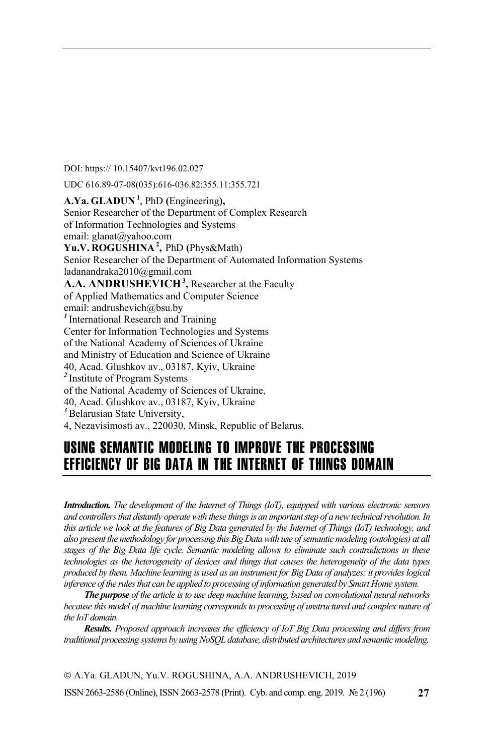DOI: https:// 10.15407/kvt196.02.027

UDC 616.89-07-08(035):616-036.82:355.11:355.721

**A.Ya. GLADUN** [1], PhD **(**Engineering**),**
Senior Researcher of the Department of Complex Research
of Information Technologies and Systems
email: glanat@yahoo.com
**Yu.V. ROGUSHINA** [2]**,** PhD **(**Phys&Math)
Senior Researcher of the Department of Automated Information Systems
ladanandraka2010@gmail.com
**A.A. ANDRUSHEVICH** [3]**,** Researcher at the Faculty
of Applied Mathematics and Computer Science
email: andrushevich@bsu.by
[1] International Research and Training
Center for Information Technologies and Systems
of the National Academy of Sciences of Ukraine
and Ministry of Education and Science of Ukraine
40, Acad. Glushkov av., 03187, Kyiv, Ukraine
[2] Institute of Program Systems
of the National Academy of Sciences of Ukraine,
40, Acad. Glushkov av., 03187, Kyiv, Ukraine
[3] Belarusian State University,
4, Nezavisimosti av., 220030, Minsk, Republic of Belarus.

# USING SEMANTIC MODELING TO IMPROVE THE PROCESSING EFFICIENCY OF BIG DATA IN THE INTERNET OF THINGS DOMAIN

***Introduction.*** *The development of the Internet of Things (IoT), equipped with various electronic sensors and controllers that distantly operate with these things is an important step of a new technical revolution. In this article we look at the features of Big Data generated by the Internet of Things (IoT) technology, and also present the methodology for processing this Big Data with use of semantic modeling (ontologies) at all stages of the Big Data life cycle. Semantic modeling allows to eliminate such contradictions in these technologies as the heterogeneity of devices and things that causes the heterogeneity of the data types produced by them. Machine learning is used as an instrument for Big Data of analyzes: it provides logical inference of the rules that can be applied to processing of information generated by Smart Home system.*

***The purpose*** *of the article is to use deep machine learning, based on convolutional neural networks because this model of machine learning corresponds to processing of unstructured and complex nature of the IoT domain.*

***Results.*** *Proposed approach increases the efficiency of IoT Big Data processing and differs from traditional processing systems by using NoSQL database, distributed architectures and semantic modeling.*

© A.Ya. GLADUN, Yu.V. ROGUSHINA, A.A. ANDRUSHEVICH, 2019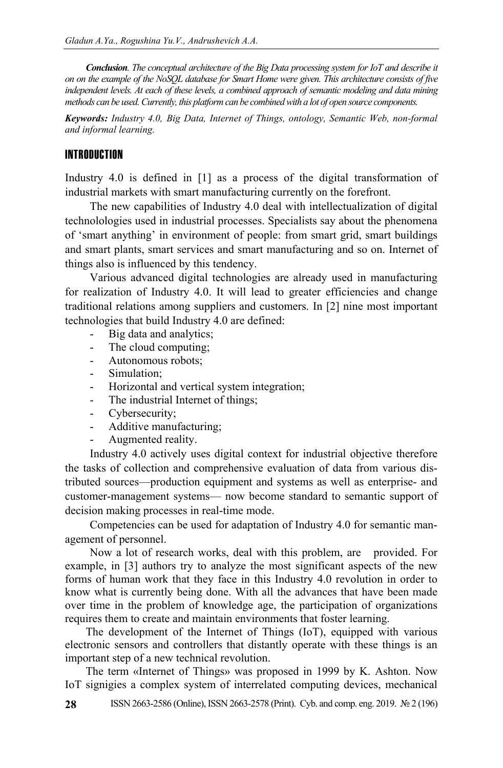***Conclusion**. The conceptual architecture of the Big Data processing system for IoT and describe it on on the example of the NoSQL database for Smart Home were given. This architecture consists of five independent levels. At each of these levels, a combined approach of semantic modeling and data mining methods can be used. Currently, this platform can be combined with a lot of open source components.*

***Keywords:** Industry 4.0, Big Data, Internet of Things, ontology, Semantic Web, non-formal and informal learning.*

## INTRODUCTION

Industry 4.0 is defined in [1] as a process of the digital transformation of industrial markets with smart manufacturing currently on the forefront.

The new capabilities of Industry 4.0 deal with intellectualization of digital technolologies used in industrial processes. Specialists say about the phenomena of 'smart anything' in environment of people: from smart grid, smart buildings and smart plants, smart services and smart manufacturing and so on. Internet of things also is influenced by this tendency.

Various advanced digital technologies are already used in manufacturing for realization of Industry 4.0. It will lead to greater efficiencies and change traditional relations among suppliers and customers. In [2] nine most important technologies that build Industry 4.0 are defined:

- Big data and analytics;
- The cloud computing;
- Autonomous robots;
- Simulation;
- Horizontal and vertical system integration;
- The industrial Internet of things;
- Cybersecurity;
- Additive manufacturing;
- Augmented reality.

Industry 4.0 actively uses digital context for industrial objective therefore the tasks of collection and comprehensive evaluation of data from various distributed sources—production equipment and systems as well as enterprise- and customer-management systems— now become standard to semantic support of decision making processes in real-time mode.

Competencies can be used for adaptation of Industry 4.0 for semantic management of personnel.

Now a lot of research works, deal with this problem, are provided. For example, in [3] authors try to analyze the most significant aspects of the new forms of human work that they face in this Industry 4.0 revolution in order to know what is currently being done. With all the advances that have been made over time in the problem of knowledge age, the participation of organizations requires them to create and maintain environments that foster learning.

The development of the Internet of Things (IoT), equipped with various electronic sensors and controllers that distantly operate with these things is an important step of a new technical revolution.

The term «Internet of Things» was proposed in 1999 by K. Ashton. Now IoT signigies a complex system of interrelated computing devices, mechanical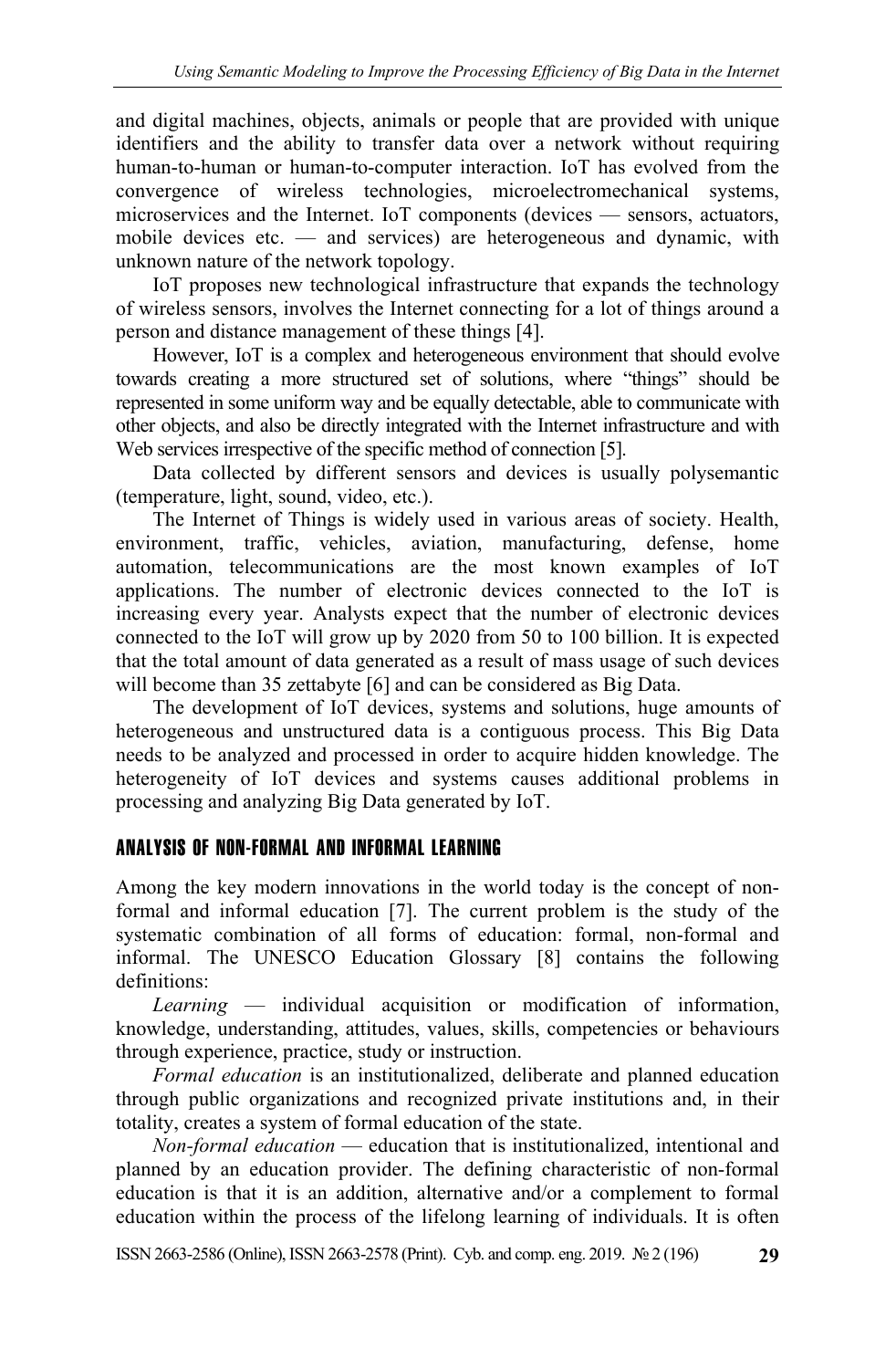and digital machines, objects, animals or people that are provided with unique identifiers and the ability to transfer data over a network without requiring human-to-human or human-to-computer interaction. IoT has evolved from the convergence of wireless technologies, microelectromechanical systems, microservices and the Internet. IoT components (devices — sensors, actuators, mobile devices etc. — and services) are heterogeneous and dynamic, with unknown nature of the network topology.

IoT proposes new technological infrastructure that expands the technology of wireless sensors, involves the Internet connecting for a lot of things around a person and distance management of these things [4].

However, IoT is a complex and heterogeneous environment that should evolve towards creating a more structured set of solutions, where "things" should be represented in some uniform way and be equally detectable, able to communicate with other objects, and also be directly integrated with the Internet infrastructure and with Web services irrespective of the specific method of connection [5].

Data collected by different sensors and devices is usually polysemantic (temperature, light, sound, video, etc.).

The Internet of Things is widely used in various areas of society. Health, environment, traffic, vehicles, aviation, manufacturing, defense, home automation, telecommunications are the most known examples of IoT applications. The number of electronic devices connected to the IoT is increasing every year. Analysts expect that the number of electronic devices connected to the IoT will grow up by 2020 from 50 to 100 billion. It is expected that the total amount of data generated as a result of mass usage of such devices will become than 35 zettabyte [6] and can be considered as Big Data.

The development of IoT devices, systems and solutions, huge amounts of heterogeneous and unstructured data is a contiguous process. This Big Data needs to be analyzed and processed in order to acquire hidden knowledge. The heterogeneity of IoT devices and systems causes additional problems in processing and analyzing Big Data generated by IoT.

## ANALYSIS OF NON-FORMAL AND INFORMAL LEARNING

Among the key modern innovations in the world today is the concept of non-formal and informal education [7]. The current problem is the study of the systematic combination of all forms of education: formal, non-formal and informal. The UNESCO Education Glossary [8] contains the following definitions:

*Learning* — individual acquisition or modification of information, knowledge, understanding, attitudes, values, skills, competencies or behaviours through experience, practice, study or instruction.

*Formal education* is an institutionalized, deliberate and planned education through public organizations and recognized private institutions and, in their totality, creates a system of formal education of the state.

*Non-formal education* — education that is institutionalized, intentional and planned by an education provider. The defining characteristic of non-formal education is that it is an addition, alternative and/or a complement to formal education within the process of the lifelong learning of individuals. It is often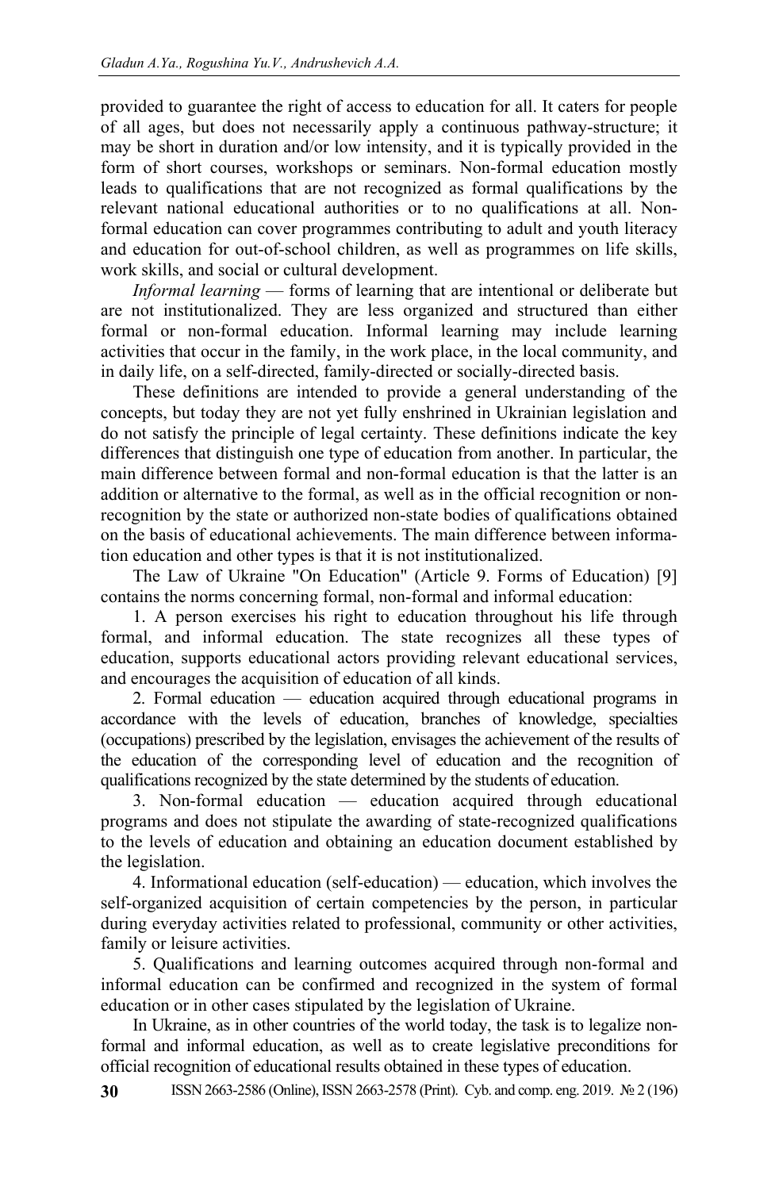provided to guarantee the right of access to education for all. It caters for people of all ages, but does not necessarily apply a continuous pathway-structure; it may be short in duration and/or low intensity, and it is typically provided in the form of short courses, workshops or seminars. Non-formal education mostly leads to qualifications that are not recognized as formal qualifications by the relevant national educational authorities or to no qualifications at all. Non-formal education can cover programmes contributing to adult and youth literacy and education for out-of-school children, as well as programmes on life skills, work skills, and social or cultural development.

*Informal learning* — forms of learning that are intentional or deliberate but are not institutionalized. They are less organized and structured than either formal or non-formal education. Informal learning may include learning activities that occur in the family, in the work place, in the local community, and in daily life, on a self-directed, family-directed or socially-directed basis.

These definitions are intended to provide a general understanding of the concepts, but today they are not yet fully enshrined in Ukrainian legislation and do not satisfy the principle of legal certainty. These definitions indicate the key differences that distinguish one type of education from another. In particular, the main difference between formal and non-formal education is that the latter is an addition or alternative to the formal, as well as in the official recognition or non-recognition by the state or authorized non-state bodies of qualifications obtained on the basis of educational achievements. The main difference between information education and other types is that it is not institutionalized.

The Law of Ukraine "On Education" (Article 9. Forms of Education) [9] contains the norms concerning formal, non-formal and informal education:

1. A person exercises his right to education throughout his life through formal, and informal education. The state recognizes all these types of education, supports educational actors providing relevant educational services, and encourages the acquisition of education of all kinds.

2. Formal education — education acquired through educational programs in accordance with the levels of education, branches of knowledge, specialties (occupations) prescribed by the legislation, envisages the achievement of the results of the education of the corresponding level of education and the recognition of qualifications recognized by the state determined by the students of education.

3. Non-formal education — education acquired through educational programs and does not stipulate the awarding of state-recognized qualifications to the levels of education and obtaining an education document established by the legislation.

4. Informational education (self-education) — education, which involves the self-organized acquisition of certain competencies by the person, in particular during everyday activities related to professional, community or other activities, family or leisure activities.

5. Qualifications and learning outcomes acquired through non-formal and informal education can be confirmed and recognized in the system of formal education or in other cases stipulated by the legislation of Ukraine.

In Ukraine, as in other countries of the world today, the task is to legalize non-formal and informal education, as well as to create legislative preconditions for official recognition of educational results obtained in these types of education.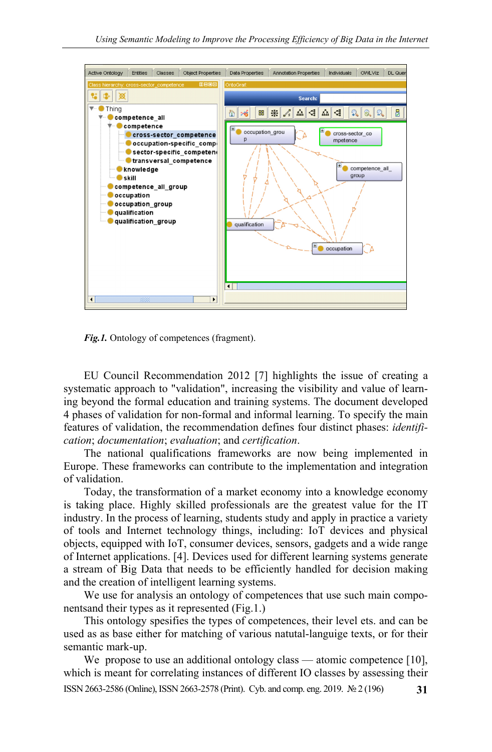*Fig.1.* Ontology of competences (fragment).

EU Council Recommendation 2012 [7] highlights the issue of creating a systematic approach to "validation", increasing the visibility and value of learning beyond the formal education and training systems. The document developed 4 phases of validation for non-formal and informal learning. To specify the main features of validation, the recommendation defines four distinct phases: *identification*; *documentation*; *evaluation*; and *certification*.

The national qualifications frameworks are now being implemented in Europe. These frameworks can contribute to the implementation and integration of validation.

Today, the transformation of a market economy into a knowledge economy is taking place. Highly skilled professionals are the greatest value for the IT industry. In the process of learning, students study and apply in practice a variety of tools and Internet technology things, including: IoT devices and physical objects, equipped with IoT, consumer devices, sensors, gadgets and a wide range of Internet applications. [4]. Devices used for different learning systems generate a stream of Big Data that needs to be efficiently handled for decision making and the creation of intelligent learning systems.

We use for analysis an ontology of competences that use such main componentsand their types as it represented (Fig.1.)

This ontology spesifies the types of competences, their level ets. and can be used as as base either for matching of various natutal-languige texts, or for their semantic mark-up.

We propose to use an additional ontology class — atomic competence [10], which is meant for correlating instances of different IO classes by assessing their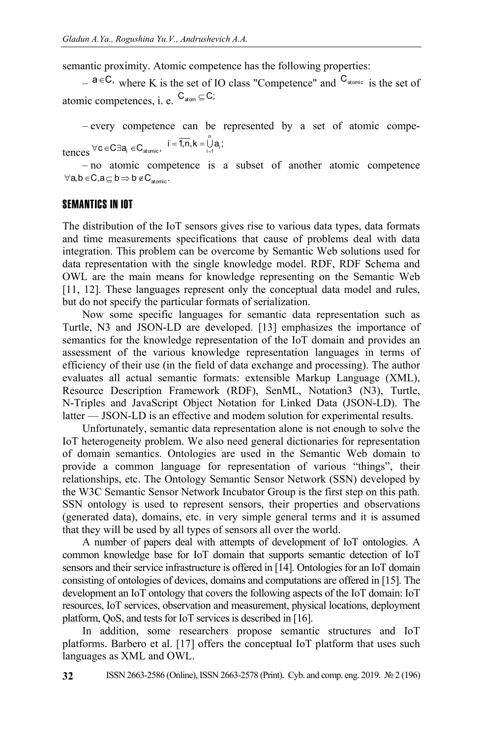semantic proximity. Atomic competence has the following properties:

– $a \in C$, where K is the set of IO class "Competence" and $C_{atomic}$ is the set of atomic competences, i. e. $C_{atom} \subseteq C$;

– every competence can be represented by a set of atomic competences $\forall c \in C \exists a_i \in C_{atomic}$, $i = \overline{1,n}, k = \bigcup_{i=1}^{n} a_i$;

– no atomic competence is a subset of another atomic competence $\forall a, b \in C, a \subseteq b \Rightarrow b \notin C_{atomic}$.

## SEMANTICS IN IOT

The distribution of the IoT sensors gives rise to various data types, data formats and time measurements specifications that cause of problems deal with data integration. This problem can be overcome by Semantic Web solutions used for data representation with the single knowledge model. RDF, RDF Schema and OWL are the main means for knowledge representing on the Semantic Web [11, 12]. These languages represent only the conceptual data model and rules, but do not specify the particular formats of serialization.

Now some specific languages for semantic data representation such as Turtle, N3 and JSON-LD are developed. [13] emphasizes the importance of semantics for the knowledge representation of the IoT domain and provides an assessment of the various knowledge representation languages in terms of efficiency of their use (in the field of data exchange and processing). The author evaluates all actual semantic formats: extensible Markup Language (XML), Resource Description Framework (RDF), SenML, Notation3 (N3), Turtle, N-Triples and JavaScript Object Notation for Linked Data (JSON-LD). The latter — JSON-LD is an effective and modem solution for experimental results.

Unfortunately, semantic data representation alone is not enough to solve the IoT heterogeneity problem. We also need general dictionaries for representation of domain semantics. Ontologies are used in the Semantic Web domain to provide a common language for representation of various "things", their relationships, etc. The Ontology Semantic Sensor Network (SSN) developed by the W3C Semantic Sensor Network Incubator Group is the first step on this path. SSN ontology is used to represent sensors, their properties and observations (generated data), domains, etc. in very simple general terms and it is assumed that they will be used by all types of sensors all over the world.

A number of papers deal with attempts of development of IoT ontologies. A common knowledge base for IoT domain that supports semantic detection of IoT sensors and their service infrastructure is offered in [14]. Ontologies for an IoT domain consisting of ontologies of devices, domains and computations are offered in [15]. The development an IoT ontology that covers the following aspects of the IoT domain: IoT resources, IoT services, observation and measurement, physical locations, deployment platform, QoS, and tests for IoT services is described in [16].

In addition, some researchers propose semantic structures and IoT platforms. Barbero et al. [17] offers the conceptual IoT platform that uses such languages as XML and OWL.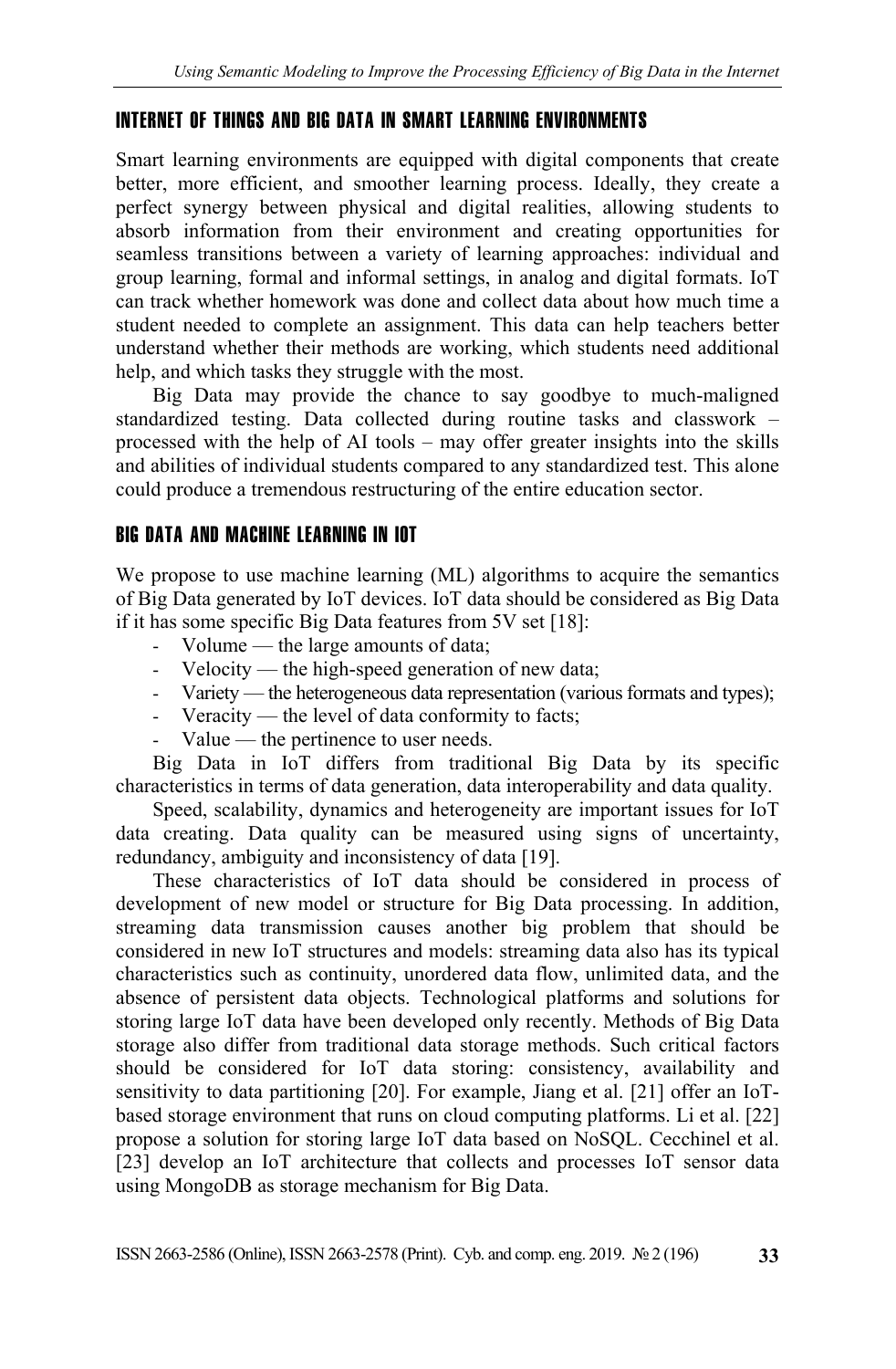## INTERNET OF THINGS AND BIG DATA IN SMART LEARNING ENVIRONMENTS

Smart learning environments are equipped with digital components that create better, more efficient, and smoother learning process. Ideally, they create a perfect synergy between physical and digital realities, allowing students to absorb information from their environment and creating opportunities for seamless transitions between a variety of learning approaches: individual and group learning, formal and informal settings, in analog and digital formats. IoT can track whether homework was done and collect data about how much time a student needed to complete an assignment. This data can help teachers better understand whether their methods are working, which students need additional help, and which tasks they struggle with the most.

Big Data may provide the chance to say goodbye to much-maligned standardized testing. Data collected during routine tasks and classwork – processed with the help of AI tools – may offer greater insights into the skills and abilities of individual students compared to any standardized test. This alone could produce a tremendous restructuring of the entire education sector.

## BIG DATA AND MACHINE LEARNING IN IOT

We propose to use machine learning (ML) algorithms to acquire the semantics of Big Data generated by IoT devices. IoT data should be considered as Big Data if it has some specific Big Data features from 5V set [18]:

- Volume — the large amounts of data;
- Velocity — the high-speed generation of new data;
- Variety — the heterogeneous data representation (various formats and types);
- Veracity — the level of data conformity to facts;
- Value — the pertinence to user needs.

Big Data in IoT differs from traditional Big Data by its specific characteristics in terms of data generation, data interoperability and data quality.

Speed, scalability, dynamics and heterogeneity are important issues for IoT data creating. Data quality can be measured using signs of uncertainty, redundancy, ambiguity and inconsistency of data [19].

These characteristics of IoT data should be considered in process of development of new model or structure for Big Data processing. In addition, streaming data transmission causes another big problem that should be considered in new IoT structures and models: streaming data also has its typical characteristics such as continuity, unordered data flow, unlimited data, and the absence of persistent data objects. Technological platforms and solutions for storing large IoT data have been developed only recently. Methods of Big Data storage also differ from traditional data storage methods. Such critical factors should be considered for IoT data storing: consistency, availability and sensitivity to data partitioning [20]. For example, Jiang et al. [21] offer an IoT-based storage environment that runs on cloud computing platforms. Li et al. [22] propose a solution for storing large IoT data based on NoSQL. Cecchinel et al. [23] develop an IoT architecture that collects and processes IoT sensor data using MongoDB as storage mechanism for Big Data.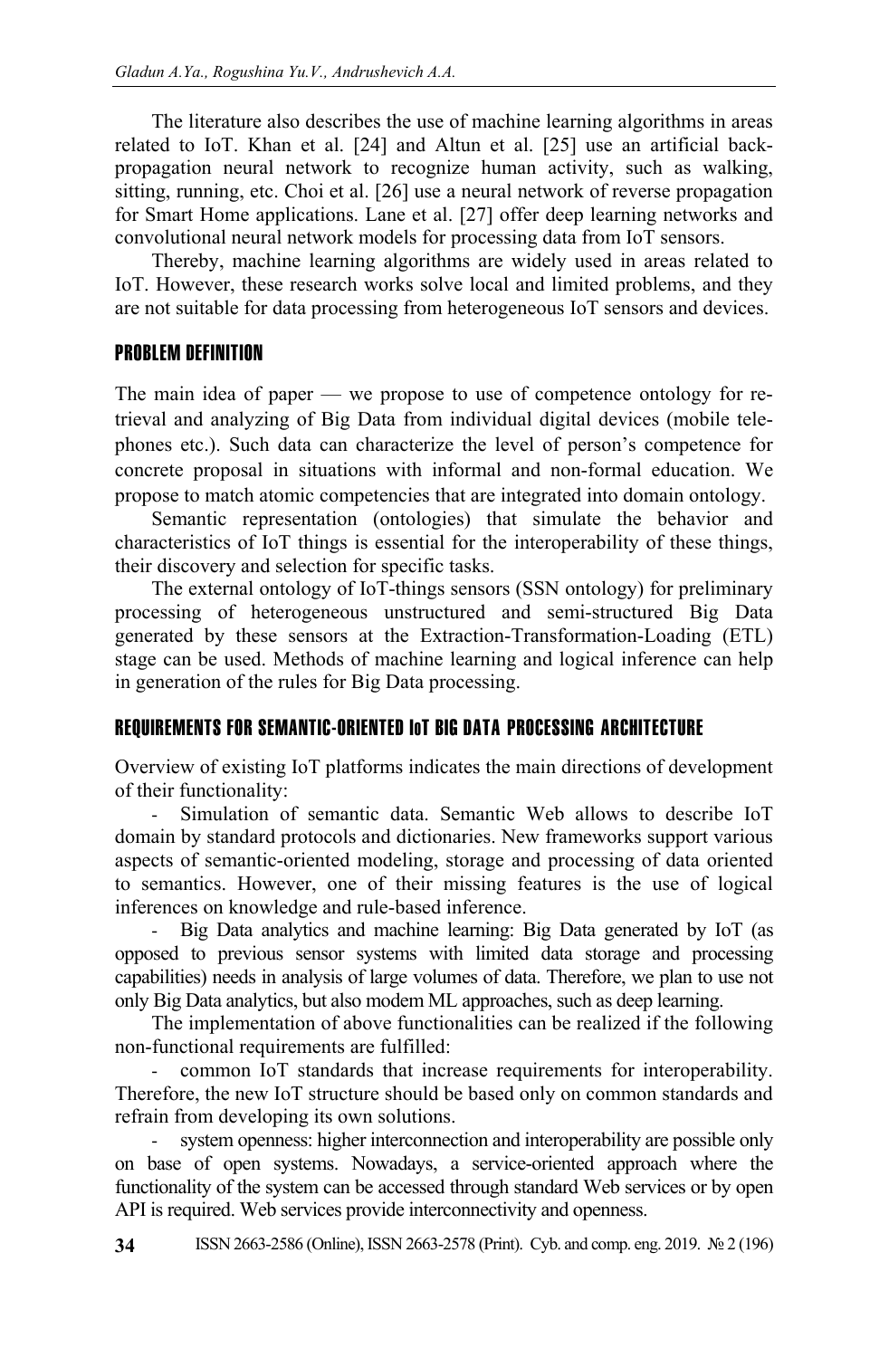The literature also describes the use of machine learning algorithms in areas related to IoT. Khan et al. [24] and Altun et al. [25] use an artificial back-propagation neural network to recognize human activity, such as walking, sitting, running, etc. Choi et al. [26] use a neural network of reverse propagation for Smart Home applications. Lane et al. [27] offer deep learning networks and convolutional neural network models for processing data from IoT sensors.

Thereby, machine learning algorithms are widely used in areas related to IoT. However, these research works solve local and limited problems, and they are not suitable for data processing from heterogeneous IoT sensors and devices.

## PROBLEM DEFINITION

The main idea of paper — we propose to use of competence ontology for retrieval and analyzing of Big Data from individual digital devices (mobile telephones etc.). Such data can characterize the level of person's competence for concrete proposal in situations with informal and non-formal education. We propose to match atomic competencies that are integrated into domain ontology.

Semantic representation (ontologies) that simulate the behavior and characteristics of IoT things is essential for the interoperability of these things, their discovery and selection for specific tasks.

The external ontology of IoT-things sensors (SSN ontology) for preliminary processing of heterogeneous unstructured and semi-structured Big Data generated by these sensors at the Extraction-Transformation-Loading (ETL) stage can be used. Methods of machine learning and logical inference can help in generation of the rules for Big Data processing.

## REQUIREMENTS FOR SEMANTIC-ORIENTED IoT BIG DATA PROCESSING ARCHITECTURE

Overview of existing IoT platforms indicates the main directions of development of their functionality:

- Simulation of semantic data. Semantic Web allows to describe IoT domain by standard protocols and dictionaries. New frameworks support various aspects of semantic-oriented modeling, storage and processing of data oriented to semantics. However, one of their missing features is the use of logical inferences on knowledge and rule-based inference.
- Big Data analytics and machine learning: Big Data generated by IoT (as opposed to previous sensor systems with limited data storage and processing capabilities) needs in analysis of large volumes of data. Therefore, we plan to use not only Big Data analytics, but also modem ML approaches, such as deep learning.

The implementation of above functionalities can be realized if the following non-functional requirements are fulfilled:

- common IoT standards that increase requirements for interoperability. Therefore, the new IoT structure should be based only on common standards and refrain from developing its own solutions.
- system openness: higher interconnection and interoperability are possible only on base of open systems. Nowadays, a service-oriented approach where the functionality of the system can be accessed through standard Web services or by open API is required. Web services provide interconnectivity and openness.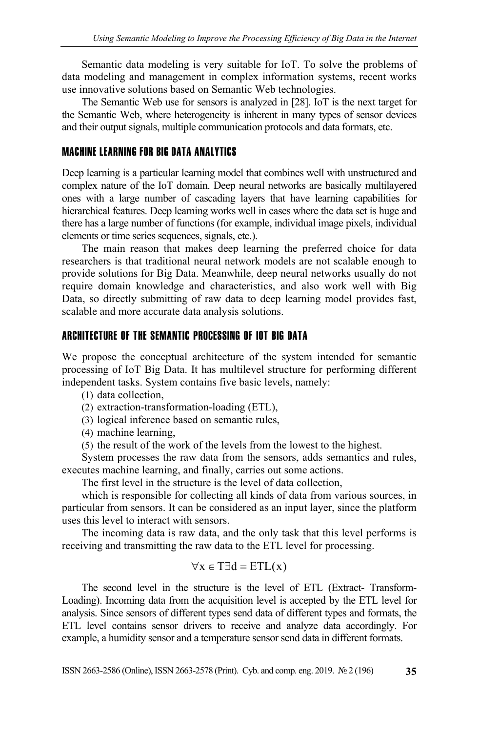Semantic data modeling is very suitable for IoT. To solve the problems of data modeling and management in complex information systems, recent works use innovative solutions based on Semantic Web technologies.

The Semantic Web use for sensors is analyzed in [28]. IoT is the next target for the Semantic Web, where heterogeneity is inherent in many types of sensor devices and their output signals, multiple communication protocols and data formats, etc.

## MACHINE LEARNING FOR BIG DATA ANALYTICS

Deep learning is a particular learning model that combines well with unstructured and complex nature of the IoT domain. Deep neural networks are basically multilayered ones with a large number of cascading layers that have learning capabilities for hierarchical features. Deep learning works well in cases where the data set is huge and there has a large number of functions (for example, individual image pixels, individual elements or time series sequences, signals, etc.).

The main reason that makes deep learning the preferred choice for data researchers is that traditional neural network models are not scalable enough to provide solutions for Big Data. Meanwhile, deep neural networks usually do not require domain knowledge and characteristics, and also work well with Big Data, so directly submitting of raw data to deep learning model provides fast, scalable and more accurate data analysis solutions.

## ARCHITECTURE OF THE SEMANTIC PROCESSING OF IOT BIG DATA

We propose the conceptual architecture of the system intended for semantic processing of IoT Big Data. It has multilevel structure for performing different independent tasks. System contains five basic levels, namely:

(1) data collection,
(2) extraction-transformation-loading (ETL),
(3) logical inference based on semantic rules,
(4) machine learning,
(5) the result of the work of the levels from the lowest to the highest.

System processes the raw data from the sensors, adds semantics and rules, executes machine learning, and finally, carries out some actions.

The first level in the structure is the level of data collection,

which is responsible for collecting all kinds of data from various sources, in particular from sensors. It can be considered as an input layer, since the platform uses this level to interact with sensors.

The incoming data is raw data, and the only task that this level performs is receiving and transmitting the raw data to the ETL level for processing.

$$\forall x \in T \exists d = ETL(x)$$

The second level in the structure is the level of ETL (Extract- Transform-Loading). Incoming data from the acquisition level is accepted by the ETL level for analysis. Since sensors of different types send data of different types and formats, the ETL level contains sensor drivers to receive and analyze data accordingly. For example, a humidity sensor and a temperature sensor send data in different formats.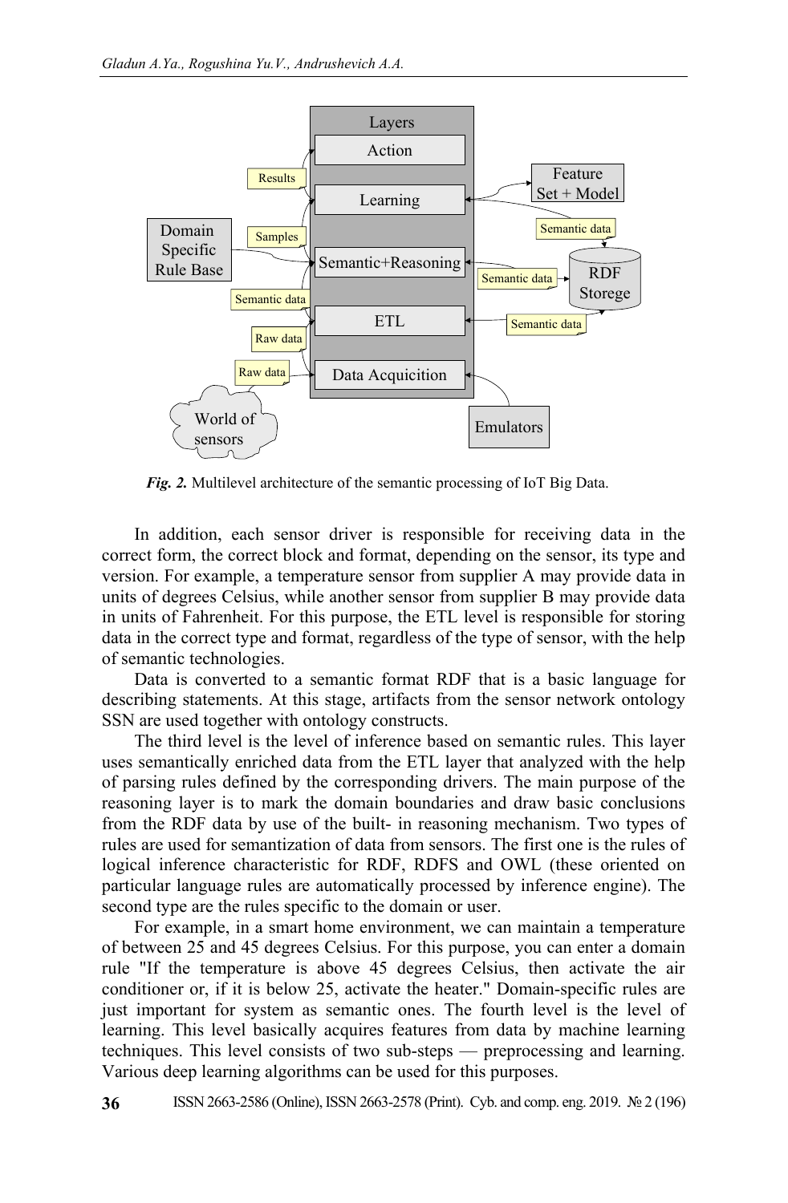*Fig. 2.* Multilevel architecture of the semantic processing of IoT Big Data.

In addition, each sensor driver is responsible for receiving data in the correct form, the correct block and format, depending on the sensor, its type and version. For example, a temperature sensor from supplier A may provide data in units of degrees Celsius, while another sensor from supplier B may provide data in units of Fahrenheit. For this purpose, the ETL level is responsible for storing data in the correct type and format, regardless of the type of sensor, with the help of semantic technologies.

Data is converted to a semantic format RDF that is a basic language for describing statements. At this stage, artifacts from the sensor network ontology SSN are used together with ontology constructs.

The third level is the level of inference based on semantic rules. This layer uses semantically enriched data from the ETL layer that analyzed with the help of parsing rules defined by the corresponding drivers. The main purpose of the reasoning layer is to mark the domain boundaries and draw basic conclusions from the RDF data by use of the built- in reasoning mechanism. Two types of rules are used for semantization of data from sensors. The first one is the rules of logical inference characteristic for RDF, RDFS and OWL (these oriented on particular language rules are automatically processed by inference engine). The second type are the rules specific to the domain or user.

For example, in a smart home environment, we can maintain a temperature of between 25 and 45 degrees Celsius. For this purpose, you can enter a domain rule "If the temperature is above 45 degrees Celsius, then activate the air conditioner or, if it is below 25, activate the heater." Domain-specific rules are just important for system as semantic ones. The fourth level is the level of learning. This level basically acquires features from data by machine learning techniques. This level consists of two sub-steps — preprocessing and learning. Various deep learning algorithms can be used for this purposes.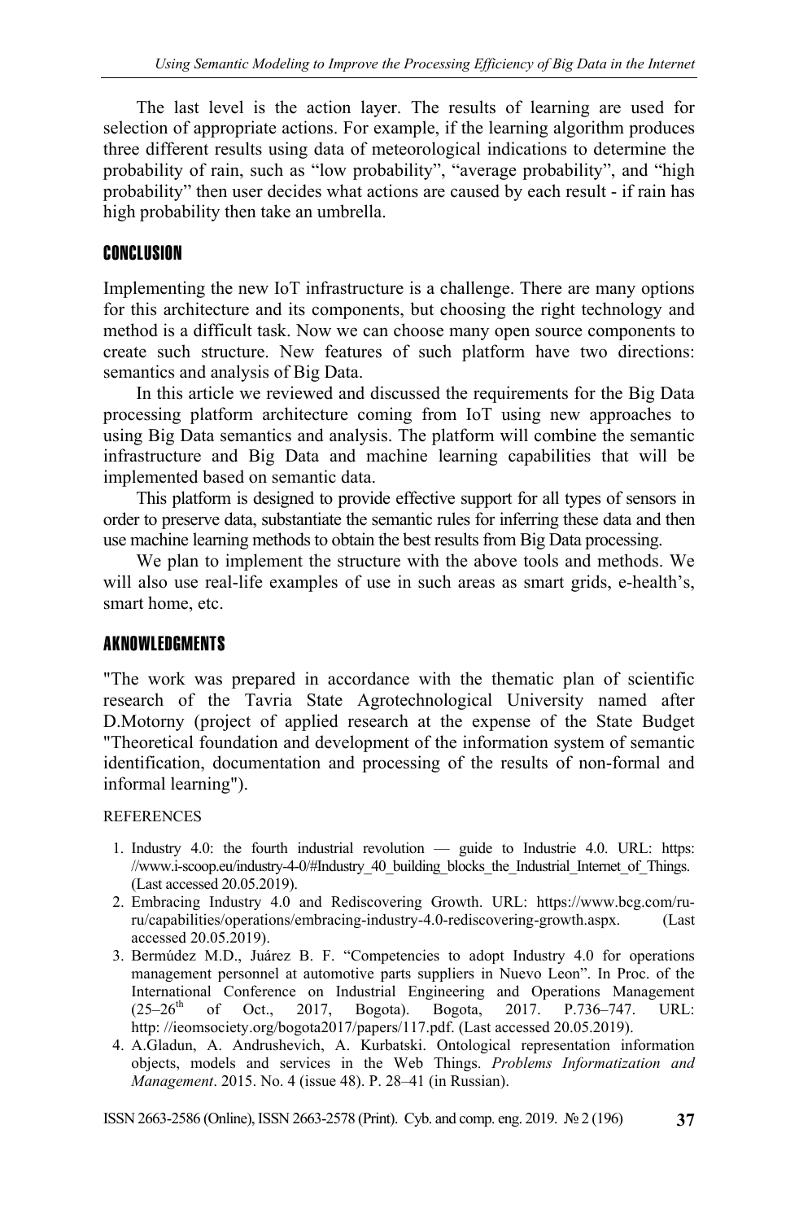The last level is the action layer. The results of learning are used for selection of appropriate actions. For example, if the learning algorithm produces three different results using data of meteorological indications to determine the probability of rain, such as "low probability", "average probability", and "high probability" then user decides what actions are caused by each result - if rain has high probability then take an umbrella.

## CONCLUSION

Implementing the new IoT infrastructure is a challenge. There are many options for this architecture and its components, but choosing the right technology and method is a difficult task. Now we can choose many open source components to create such structure. New features of such platform have two directions: semantics and analysis of Big Data.

In this article we reviewed and discussed the requirements for the Big Data processing platform architecture coming from IoT using new approaches to using Big Data semantics and analysis. The platform will combine the semantic infrastructure and Big Data and machine learning capabilities that will be implemented based on semantic data.

This platform is designed to provide effective support for all types of sensors in order to preserve data, substantiate the semantic rules for inferring these data and then use machine learning methods to obtain the best results from Big Data processing.

We plan to implement the structure with the above tools and methods. We will also use real-life examples of use in such areas as smart grids, e-health's, smart home, etc.

## AKNOWLEDGMENTS

"The work was prepared in accordance with the thematic plan of scientific research of the Tavria State Agrotechnological University named after D.Motorny (project of applied research at the expense of the State Budget "Theoretical foundation and development of the information system of semantic identification, documentation and processing of the results of non-formal and informal learning").

REFERENCES

1. Industry 4.0: the fourth industrial revolution — guide to Industrie 4.0. URL: https: //www.i-scoop.eu/industry-4-0/#Industry_40_building_blocks_the_Industrial_Internet_of_Things. (Last accessed 20.05.2019).
2. Embracing Industry 4.0 and Rediscovering Growth. URL: https://www.bcg.com/ru-ru/capabilities/operations/embracing-industry-4.0-rediscovering-growth.aspx. (Last accessed 20.05.2019).
3. Bermúdez M.D., Juárez B. F. "Competencies to adopt Industry 4.0 for operations management personnel at automotive parts suppliers in Nuevo Leon". In Proc. of the International Conference on Industrial Engineering and Operations Management (25–26th of Oct., 2017, Bogota). Bogota, 2017. P.736–747. URL: http: //ieomsociety.org/bogota2017/papers/117.pdf. (Last accessed 20.05.2019).
4. A.Gladun, A. Andrushevich, A. Kurbatski. Ontological representation information objects, models and services in the Web Things. *Problems Informatization and Management*. 2015. No. 4 (issue 48). P. 28–41 (in Russian).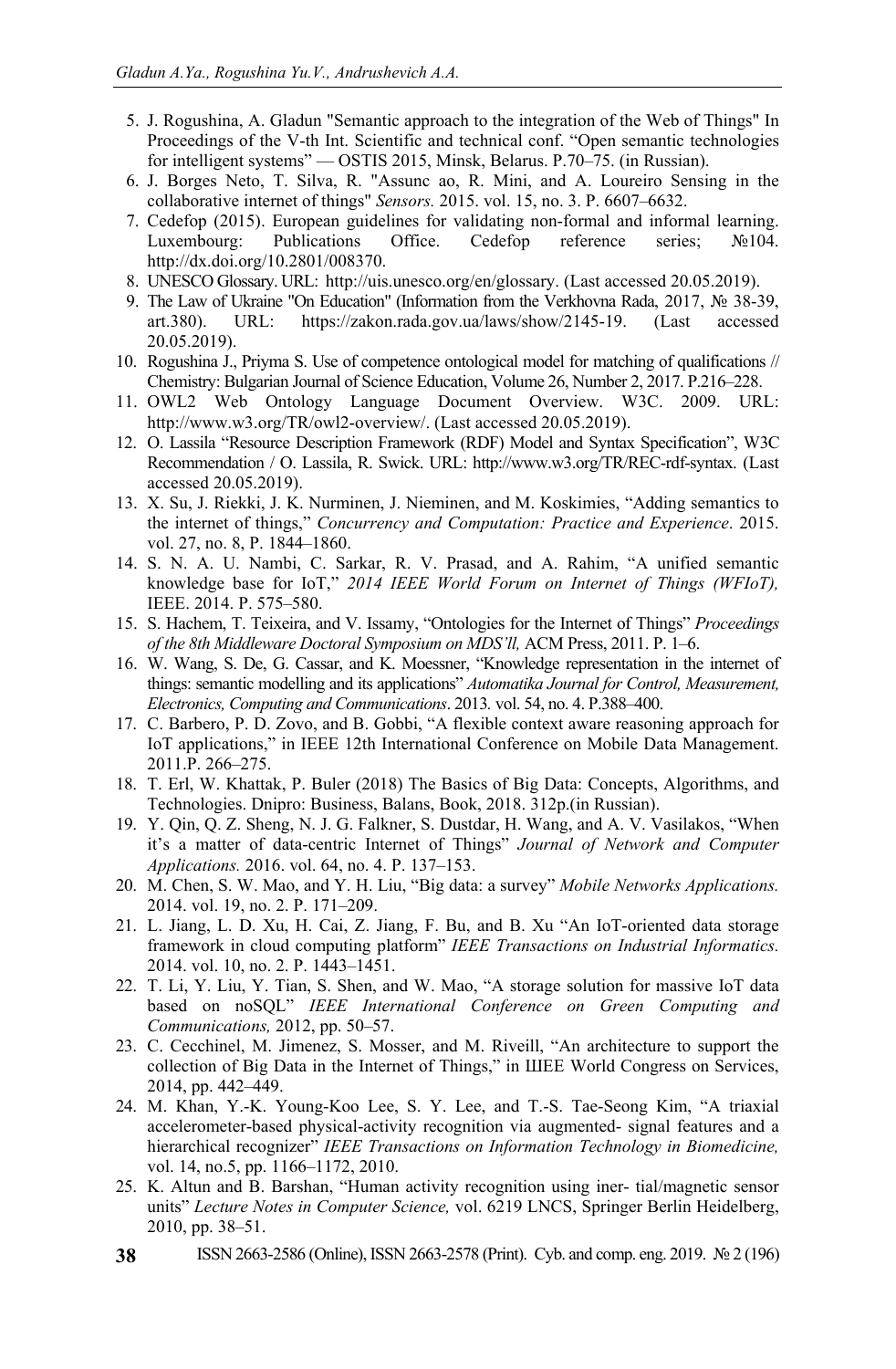5. J. Rogushina, A. Gladun "Semantic approach to the integration of the Web of Things" In Proceedings of the V-th Int. Scientific and technical conf. "Open semantic technologies for intelligent systems" — OSTIS 2015, Minsk, Belarus. P.70–75. (in Russian).
6. J. Borges Neto, T. Silva, R. "Assunc ao, R. Mini, and A. Loureiro Sensing in the collaborative internet of things" *Sensors.* 2015. vol. 15, no. 3. P. 6607–6632.
7. Cedefop (2015). European guidelines for validating non-formal and informal learning. Luxembourg: Publications Office. Cedefop reference series; №104. http://dx.doi.org/10.2801/008370.
8. UNESCO Glossary. URL: http://uis.unesco.org/en/glossary. (Last accessed 20.05.2019).
9. The Law of Ukraine "On Education" (Information from the Verkhovna Rada, 2017, № 38-39, art.380). URL: https://zakon.rada.gov.ua/laws/show/2145-19. (Last accessed 20.05.2019).
10. Rogushina J., Priyma S. Use of competence ontological model for matching of qualifications // Chemistry: Bulgarian Journal of Science Education, Volume 26, Number 2, 2017. P.216–228.
11. OWL2 Web Ontology Language Document Overview. W3C. 2009. URL: http://www.w3.org/TR/owl2-overview/. (Last accessed 20.05.2019).
12. O. Lassila "Resource Description Framework (RDF) Model and Syntax Specification", W3C Recommendation / O. Lassila, R. Swick. URL: http://www.w3.org/TR/REC-rdf-syntax. (Last accessed 20.05.2019).
13. X. Su, J. Riekki, J. K. Nurminen, J. Nieminen, and M. Koskimies, "Adding semantics to the internet of things," *Concurrency and Computation: Practice and Experience*. 2015. vol. 27, no. 8, P. 1844–1860.
14. S. N. A. U. Nambi, C. Sarkar, R. V. Prasad, and A. Rahim, "A unified semantic knowledge base for IoT," *2014 IEEE World Forum on Internet of Things (WFIoT),* IEEE. 2014. P. 575–580.
15. S. Hachem, T. Teixeira, and V. Issamy, "Ontologies for the Internet of Things" *Proceedings of the 8th Middleware Doctoral Symposium on MDS'll,* ACM Press, 2011. P. 1–6.
16. W. Wang, S. De, G. Cassar, and K. Moessner, "Knowledge representation in the internet of things: semantic modelling and its applications" *Automatika Journal for Control, Measurement, Electronics, Computing and Communications*. 2013. vol. 54, no. 4. P.388–400.
17. C. Barbero, P. D. Zovo, and B. Gobbi, "A flexible context aware reasoning approach for IoT applications," in IEEE 12th International Conference on Mobile Data Management. 2011.P. 266–275.
18. T. Erl, W. Khattak, P. Buler (2018) The Basics of Big Data: Concepts, Algorithms, and Technologies. Dnipro: Business, Balans, Book, 2018. 312p.(in Russian).
19. Y. Qin, Q. Z. Sheng, N. J. G. Falkner, S. Dustdar, H. Wang, and A. V. Vasilakos, "When it's a matter of data-centric Internet of Things" *Journal of Network and Computer Applications.* 2016. vol. 64, no. 4. P. 137–153.
20. M. Chen, S. W. Mao, and Y. H. Liu, "Big data: a survey" *Mobile Networks Applications.* 2014. vol. 19, no. 2. P. 171–209.
21. L. Jiang, L. D. Xu, H. Cai, Z. Jiang, F. Bu, and B. Xu "An IoT-oriented data storage framework in cloud computing platform" *IEEE Transactions on Industrial Informatics.* 2014. vol. 10, no. 2. P. 1443–1451.
22. T. Li, Y. Liu, Y. Tian, S. Shen, and W. Mao, "A storage solution for massive IoT data based on noSQL" *IEEE International Conference on Green Computing and Communications,* 2012, pp. 50–57.
23. C. Cecchinel, M. Jimenez, S. Mosser, and M. Riveill, "An architecture to support the collection of Big Data in the Internet of Things," in ШЕЕ World Congress on Services, 2014, pp. 442–449.
24. M. Khan, Y.-K. Young-Koo Lee, S. Y. Lee, and T.-S. Tae-Seong Kim, "A triaxial accelerometer-based physical-activity recognition via augmented- signal features and a hierarchical recognizer" *IEEE Transactions on Information Technology in Biomedicine,* vol. 14, no.5, pp. 1166–1172, 2010.
25. K. Altun and B. Barshan, "Human activity recognition using iner- tial/magnetic sensor units" *Lecture Notes in Computer Science,* vol. 6219 LNCS, Springer Berlin Heidelberg, 2010, pp. 38–51.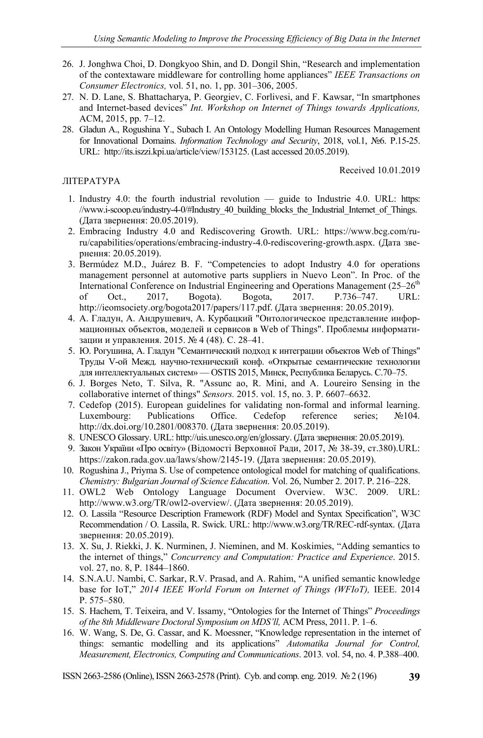26. J. Jonghwa Choi, D. Dongkyoo Shin, and D. Dongil Shin, "Research and implementation of the contextaware middleware for controlling home appliances" *IEEE Transactions on Consumer Electronics,* vol. 51, no. 1, pp. 301–306, 2005.
27. N. D. Lane, S. Bhattacharya, P. Georgiev, C. Forlivesi, and F. Kawsar, "In smartphones and Internet-based devices" *Int. Workshop on Internet of Things towards Applications,* ACM, 2015, pp. 7–12.
28. Gladun A., Rogushina Y., Subach I. An Ontology Modelling Human Resources Management for Innovational Domains. *Information Technology and Security*, 2018, vol.1, №6. P.15-25. URL: http://its.iszzi.kpi.ua/article/view/153125. (Last accessed 20.05.2019).

Received 10.01.2019

ЛІТЕРАТУРА

1. Industry 4.0: the fourth industrial revolution — guide to Industrie 4.0. URL: https://www.i-scoop.eu/industry-4-0/#Industry_40_building_blocks_the_Industrial_Internet_of_Things. (Дата звернення: 20.05.2019).
2. Embracing Industry 4.0 and Rediscovering Growth. URL: https://www.bcg.com/ru-ru/capabilities/operations/embracing-industry-4.0-rediscovering-growth.aspx. (Дата звернення: 20.05.2019).
3. Bermúdez M.D., Juárez B. F. "Competencies to adopt Industry 4.0 for operations management personnel at automotive parts suppliers in Nuevo Leon". In Proc. of the International Conference on Industrial Engineering and Operations Management (25–26th of Oct., 2017, Bogota). Bogota, 2017. P.736–747. URL: http://ieomsociety.org/bogota2017/papers/117.pdf. (Дата звернення: 20.05.2019).
4. А. Гладун, А. Андрушевич, А. Курбацкий "Онтологическое представление информационных объектов, моделей и сервисов в Web of Things". Проблемы информатизации и управления. 2015. № 4 (48). С. 28–41.
5. Ю. Рогушина, А. Гладун "Семантический подход к интеграции объектов Web of Things" Труды V-ой Межд. научно-технический конф. «Открытые семантические технологии для интеллектуальных систем» — OSTIS 2015, Минск, Республика Беларусь. С.70–75.
6. J. Borges Neto, T. Silva, R. "Assunc ao, R. Mini, and A. Loureiro Sensing in the collaborative internet of things" *Sensors.* 2015. vol. 15, no. 3. P. 6607–6632.
7. Cedefop (2015). European guidelines for validating non-formal and informal learning. Luxembourg: Publications Office. Cedefop reference series; №104. http://dx.doi.org/10.2801/008370. (Дата звернення: 20.05.2019).
8. UNESCO Glossary. URL: http://uis.unesco.org/en/glossary. (Дата звернення: 20.05.2019).
9. Закон України «Про освіту» (Відомості Верховної Ради, 2017, № 38-39, ст.380).URL: https://zakon.rada.gov.ua/laws/show/2145-19. (Дата звернення: 20.05.2019).
10. Rogushina J., Priyma S. Use of competence ontological model for matching of qualifications. *Chemistry: Bulgarian Journal of Science Education*. Vol. 26, Number 2. 2017. P. 216–228.
11. OWL2 Web Ontology Language Document Overview. W3C. 2009. URL: http://www.w3.org/TR/owl2-overview/. (Дата звернення: 20.05.2019).
12. O. Lassila "Resource Description Framework (RDF) Model and Syntax Specification", W3C Recommendation / O. Lassila, R. Swick. URL: http://www.w3.org/TR/REC-rdf-syntax. (Дата звернення: 20.05.2019).
13. X. Su, J. Riekki, J. K. Nurminen, J. Nieminen, and M. Koskimies, "Adding semantics to the internet of things," *Concurrency and Computation: Practice and Experience*. 2015. vol. 27, no. 8, P. 1844–1860.
14. S.N.A.U. Nambi, C. Sarkar, R.V. Prasad, and A. Rahim, "A unified semantic knowledge base for IoT," *2014 IEEE World Forum on Internet of Things (WFIoT),* IEEE. 2014 P. 575–580.
15. S. Hachem, T. Teixeira, and V. Issamy, "Ontologies for the Internet of Things" *Proceedings of the 8th Middleware Doctoral Symposium on MDS'll,* ACM Press, 2011. P. 1–6.
16. W. Wang, S. De, G. Cassar, and K. Moessner, "Knowledge representation in the internet of things: semantic modelling and its applications" *Automatika Journal for Control, Measurement, Electronics, Computing and Communications*. 2013. vol. 54, no. 4. P.388–400.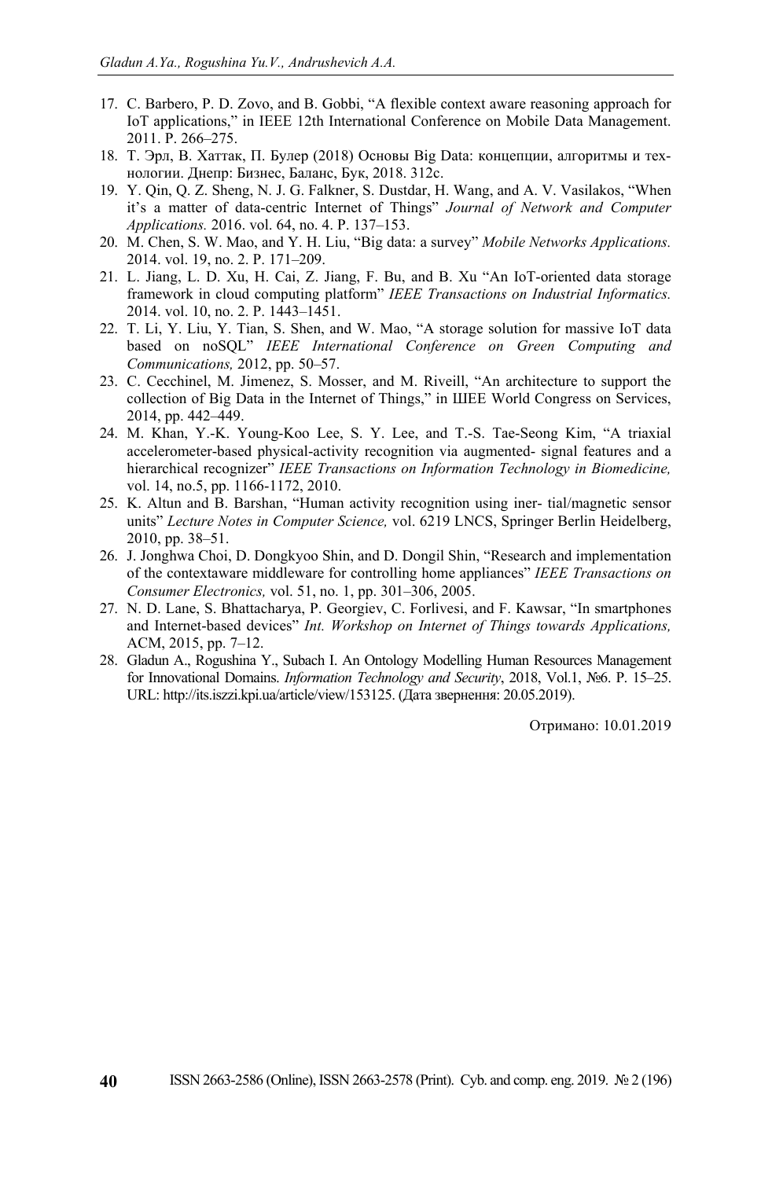17. C. Barbero, P. D. Zovo, and B. Gobbi, "A flexible context aware reasoning approach for IoT applications," in IEEE 12th International Conference on Mobile Data Management. 2011. P. 266–275.
18. Т. Эрл, В. Хаттак, П. Булер (2018) Основы Big Data: концепции, алгоритмы и технологии. Днепр: Бизнес, Баланс, Бук, 2018. 312с.
19. Y. Qin, Q. Z. Sheng, N. J. G. Falkner, S. Dustdar, H. Wang, and A. V. Vasilakos, "When it's a matter of data-centric Internet of Things" *Journal of Network and Computer Applications.* 2016. vol. 64, no. 4. P. 137–153.
20. M. Chen, S. W. Mao, and Y. H. Liu, "Big data: a survey" *Mobile Networks Applications.* 2014. vol. 19, no. 2. P. 171–209.
21. L. Jiang, L. D. Xu, H. Cai, Z. Jiang, F. Bu, and B. Xu "An IoT-oriented data storage framework in cloud computing platform" *IEEE Transactions on Industrial Informatics.* 2014. vol. 10, no. 2. P. 1443–1451.
22. T. Li, Y. Liu, Y. Tian, S. Shen, and W. Mao, "A storage solution for massive IoT data based on noSQL" *IEEE International Conference on Green Computing and Communications,* 2012, pp. 50–57.
23. C. Cecchinel, M. Jimenez, S. Mosser, and M. Riveill, "An architecture to support the collection of Big Data in the Internet of Things," in ШЕЕ World Congress on Services, 2014, pp. 442–449.
24. M. Khan, Y.-K. Young-Koo Lee, S. Y. Lee, and T.-S. Tae-Seong Kim, "A triaxial accelerometer-based physical-activity recognition via augmented- signal features and a hierarchical recognizer" *IEEE Transactions on Information Technology in Biomedicine,* vol. 14, no.5, pp. 1166-1172, 2010.
25. K. Altun and B. Barshan, "Human activity recognition using iner- tial/magnetic sensor units" *Lecture Notes in Computer Science,* vol. 6219 LNCS, Springer Berlin Heidelberg, 2010, pp. 38–51.
26. J. Jonghwa Choi, D. Dongkyoo Shin, and D. Dongil Shin, "Research and implementation of the contextaware middleware for controlling home appliances" *IEEE Transactions on Consumer Electronics,* vol. 51, no. 1, pp. 301–306, 2005.
27. N. D. Lane, S. Bhattacharya, P. Georgiev, C. Forlivesi, and F. Kawsar, "In smartphones and Internet-based devices" *Int. Workshop on Internet of Things towards Applications,* ACM, 2015, pp. 7–12.
28. Gladun A., Rogushina Y., Subach I. An Ontology Modelling Human Resources Management for Innovational Domains. *Information Technology and Security*, 2018, Vol.1, №6. P. 15–25. URL: http://its.iszzi.kpi.ua/article/view/153125. (Дата звернення: 20.05.2019).

Отримано: 10.01.2019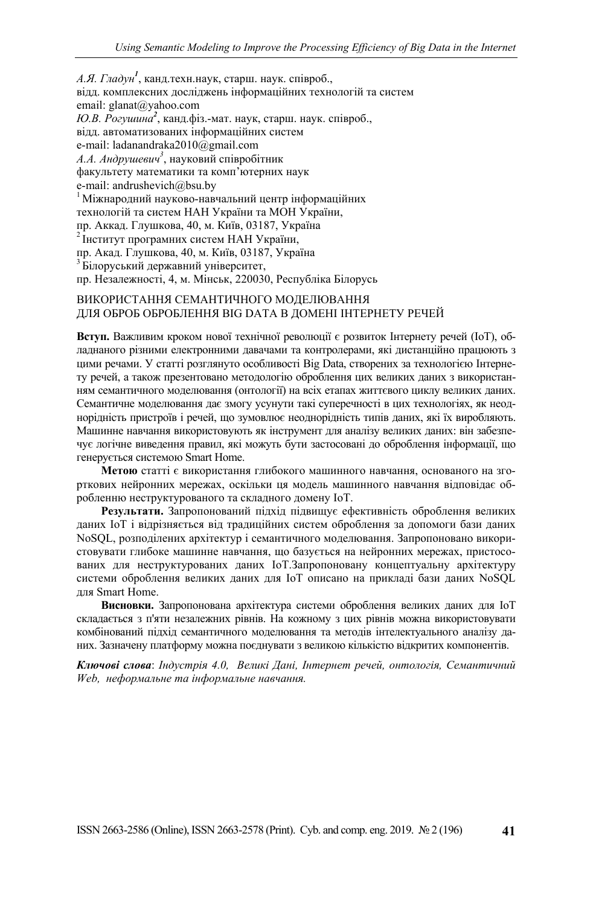*А.Я. Гладун*[1], канд.техн.наук, старш. наук. співроб.,
відд. комплексних досліджень інформаційних технологій та систем
email: glanat@yahoo.com
*Ю.В. Рогушина*[2], канд.фіз.-мат. наук, старш. наук. співроб.,
відд. автоматизованих інформаційних систем
e-mail: ladanandraka2010@gmail.com
*А.А. Андрушевич*[3], науковий співробітник
факультету математики та комп'ютерних наук
e-mail: andrushevich@bsu.by
[1] Міжнародний науково-навчальний центр інформаційних
технологій та систем НАН України та МОН України,
пр. Аккад. Глушкова, 40, м. Київ, 03187, Україна
[2] Інститут програмних систем НАН України,
пр. Акад. Глушкова, 40, м. Київ, 03187, Україна
[3] Білоруський державний університет,
пр. Незалежності, 4, м. Мінськ, 220030, Республіка Білорусь

## ВИКОРИСТАННЯ СЕМАНТИЧНОГО МОДЕЛЮВАННЯ ДЛЯ ОБРОБ ОБРОБЛЕННЯ BIG DATA В ДОМЕНІ ІНТЕРНЕТУ РЕЧЕЙ

**Вступ.** Важливим кроком нової технічної революції є розвиток Інтернету речей (IoT), обладнаного різними електронними давачами та контролерами, які дистанційно працюють з цими речами. У статті розглянуто особливості Big Data, створених за технологією Інтернету речей, а також презентовано методологію оброблення цих великих даних з використанням семантичного моделювання (онтології) на всіх етапах життєвого циклу великих даних. Семантичне моделювання дає змогу усунути такі суперечності в цих технологіях, як неоднорідність пристроїв і речей, що зумовлює неоднорідність типів даних, які їх виробляють. Машинне навчання використовують як інструмент для аналізу великих даних: він забезпечує логічне виведення правил, які можуть бути застосовані до оброблення інформації, що генерується системою Smart Home.

**Метою** статті є використання глибокого машинного навчання, основаного на згорткових нейронних мережах, оскільки ця модель машинного навчання відповідає обробленню неструктурованого та складного домену IoT.

**Результати.** Запропонований підхід підвищує ефективність оброблення великих даних IoT і відрізняється від традиційних систем оброблення за допомоги бази даних NoSQL, розподілених архітектур і семантичного моделювання. Запропоновано використовувати глибоке машинне навчання, що базується на нейронних мережах, пристосованих для неструктурованих даних IoT.Запропоновану концептуальну архітектуру системи оброблення великих даних для IoT описано на прикладі бази даних NoSQL для Smart Home.

**Висновки.** Запропонована архітектура системи оброблення великих даних для IoT складається з п'яти незалежних рівнів. На кожному з цих рівнів можна використовувати комбінований підхід семантичного моделювання та методів інтелектуального аналізу даних. Зазначену платформу можна поєднувати з великою кількістю відкритих компонентів.

***Ключові слова***: *Індустрія 4.0, Великі Дані, Інтернет речей, онтологія, Семантичний Web, неформальне та інформальне навчання.*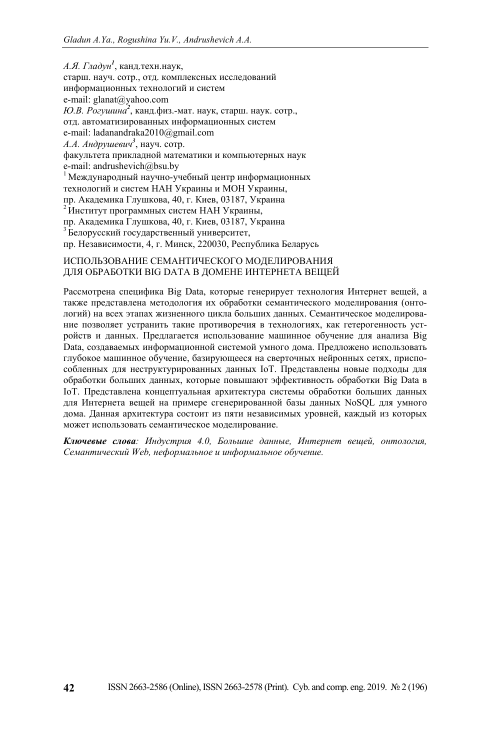*А.Я. Гладун*[1], канд.техн.наук,
старш. науч. сотр., отд. комплексных исследований
информационных технологий и систем
e-mail: glanat@yahoo.com
*Ю.В. Рогушина*[2], канд.физ.-мат. наук, старш. наук. сотр.,
отд. автоматизированных информационных систем
e-mail: ladanandraka2010@gmail.com
*А.А. Андрушевич*[3], науч. сотр.
факультета прикладной математики и компьютерных наук
e-mail: andrushevich@bsu.by
[1] Международный научно-учебный центр информационных
технологий и систем НАН Украины и МОН Украины,
пр. Академика Глушкова, 40, г. Киев, 03187, Украина
[2] Институт программных систем НАН Украины,
пр. Академика Глушкова, 40, г. Киев, 03187, Украина
[3] Белорусский государственный университет,
пр. Независимости, 4, г. Минск, 220030, Республика Беларусь

## ИСПОЛЬЗОВАНИЕ СЕМАНТИЧЕСКОГО МОДЕЛИРОВАНИЯ ДЛЯ ОБРАБОТКИ BIG DATA В ДОМЕНЕ ИНТЕРНЕТА ВЕЩЕЙ

Рассмотрена специфика Big Data, которые генерирует технология Интернет вещей, а также представлена методология их обработки семантического моделирования (онтологий) на всех этапах жизненного цикла больших данных. Семантическое моделирование позволяет устранить такие противоречия в технологиях, как гетерогенность устройств и данных. Предлагается использование машинное обучение для анализа Big Data, создаваемых информационной системой умного дома. Предложено использовать глубокое машинное обучение, базирующееся на сверточных нейронных сетях, приспособленных для неструктурированных данных IoT. Представлены новые подходы для обработки больших данных, которые повышают эффективность обработки Big Data в IoT. Представлена концептуальная архитектура системы обработки больших данных для Интернета вещей на примере сгенерированной базы данных NoSQL для умного дома. Данная архитектура состоит из пяти независимых уровней, каждый из которых может использовать семантическое моделирование.

***Ключевые слова****: Индустрия 4.0, Большие данные, Интернет вещей, онтология, Семантический Web, неформальное и информальное обучение.*